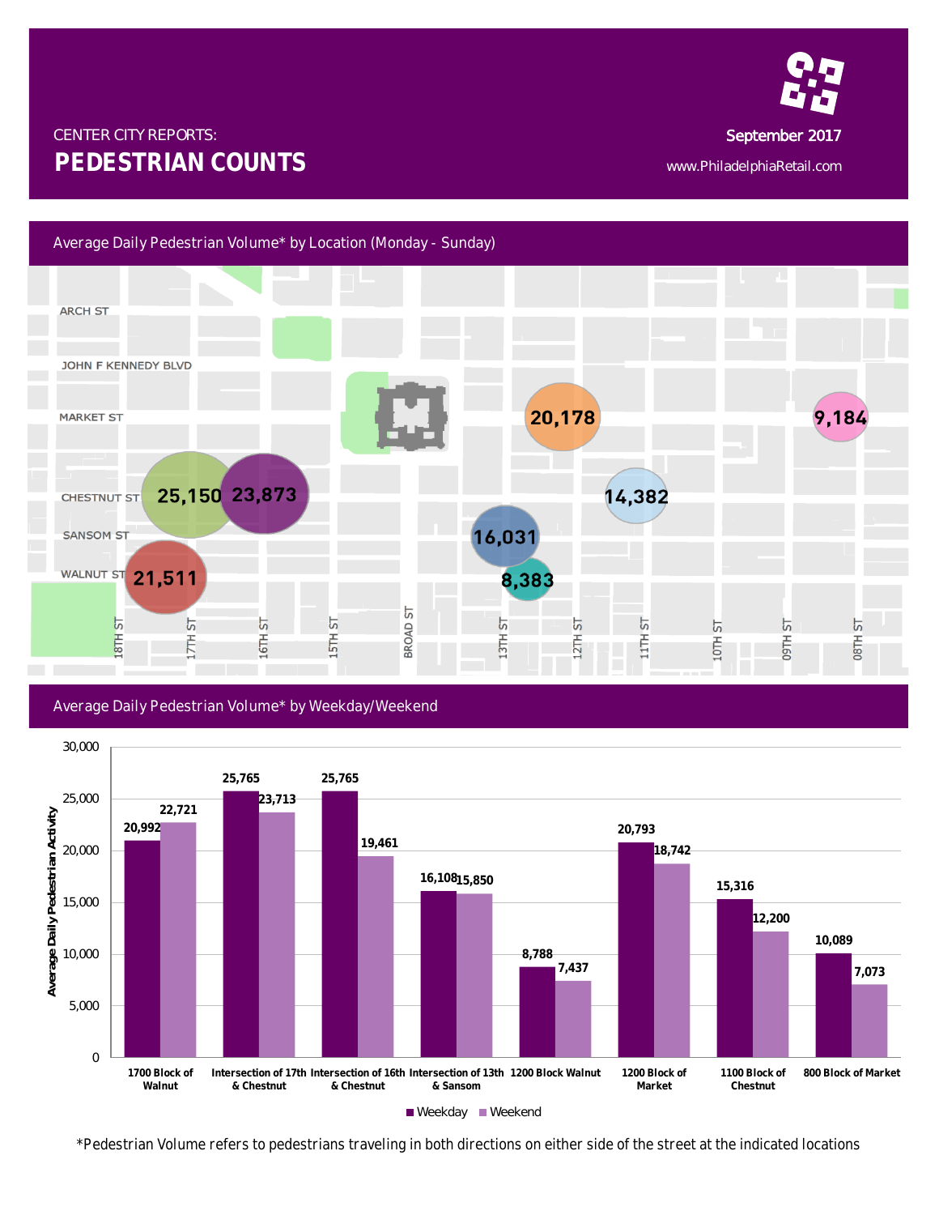CENTER CITY REPORTS:

# PEDESTRIAN COUNTS

September 2017

www.PhiladelphiaRetail.com

## Average Daily Pedestrian Volume* by Location (Monday - Sunday)

ARCH ST

JOHN F KENNEDY BLVD

MARKET ST

CHESTNUT ST

SANSOM ST

WALNUT ST

18TH ST, 17TH ST, 16TH ST, 15TH ST, BROAD ST, 13TH ST, 12TH ST, 11TH ST, 10TH ST, 09TH ST, 08TH ST

25,150 | 23,873 | 21,511 | 20,178 | 9,184 | 14,382 | 16,031 | 8,383

## Average Daily Pedestrian Volume* by Weekday/Weekend

| Location | Weekday | Weekend |
| --- | --- | --- |
| 1700 Block of Walnut | 20,992 | 22,721 |
| Intersection of 17th & Chestnut | 25,765 | 23,713 |
| Intersection of 16th & Chestnut | 25,765 | 19,461 |
| Intersection of 13th & Sansom | 16,108 | 15,850 |
| 1200 Block Walnut | 8,788 | 7,437 |
| 1200 Block of Market | 20,793 | 18,742 |
| 1100 Block of Chestnut | 15,316 | 12,200 |
| 800 Block of Market | 10,089 | 7,073 |

*Pedestrian Volume refers to pedestrians traveling in both directions on either side of the street at the indicated locations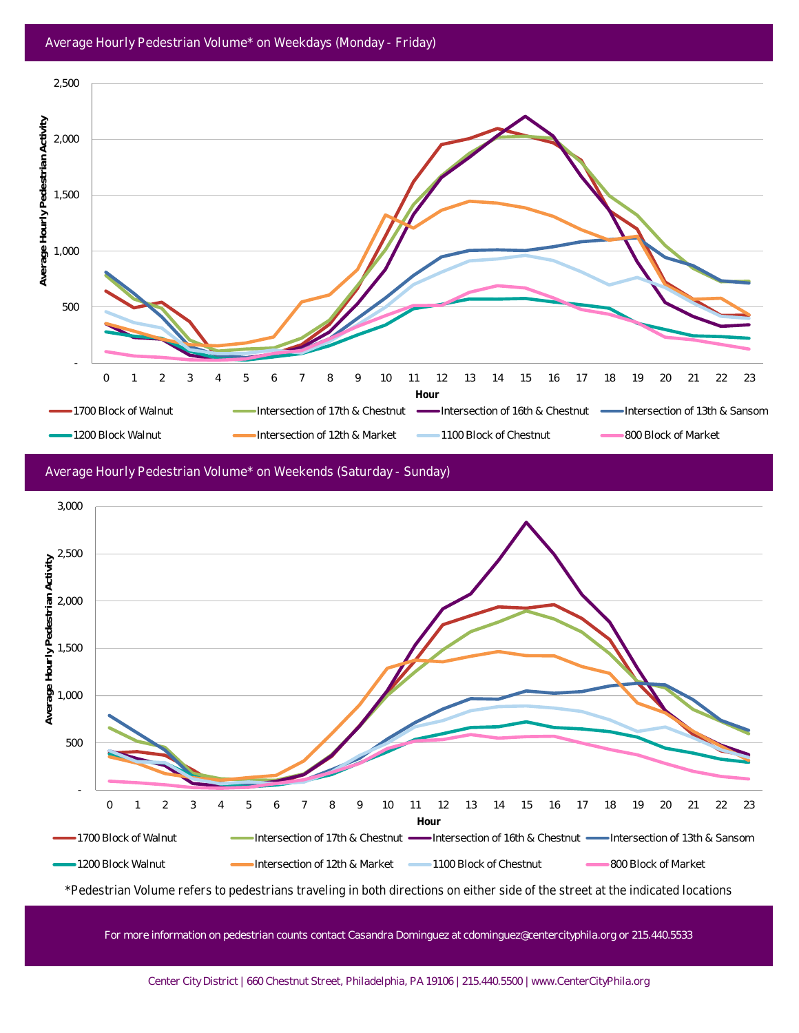## Average Hourly Pedestrian Volume* on Weekdays (Monday - Friday)

Average Hourly Pedestrian Activity

2,500
2,000
1,500
1,000
500
-

0 1 2 3 4 5 6 7 8 9 10 11 12 13 14 15 16 17 18 19 20 21 22 23

Hour

1700 Block of Walnut
Intersection of 17th & Chestnut
Intersection of 16th & Chestnut
Intersection of 13th & Sansom
1200 Block Walnut
Intersection of 12th & Market
1100 Block of Chestnut
800 Block of Market

## Average Hourly Pedestrian Volume* on Weekends (Saturday - Sunday)

Average Hourly Pedestrian Activity

3,000
2,500
2,000
1,500
1,000
500
-

0 1 2 3 4 5 6 7 8 9 10 11 12 13 14 15 16 17 18 19 20 21 22 23

Hour

1700 Block of Walnut
Intersection of 17th & Chestnut
Intersection of 16th & Chestnut
Intersection of 13th & Sansom
1200 Block Walnut
Intersection of 12th & Market
1100 Block of Chestnut
800 Block of Market

*Pedestrian Volume refers to pedestrians traveling in both directions on either side of the street at the indicated locations

For more information on pedestrian counts contact Casandra Dominguez at cdominguez@centercityphila.org or 215.440.5533

Center City District | 660 Chestnut Street, Philadelphia, PA 19106 | 215.440.5500 | www.CenterCityPhila.org